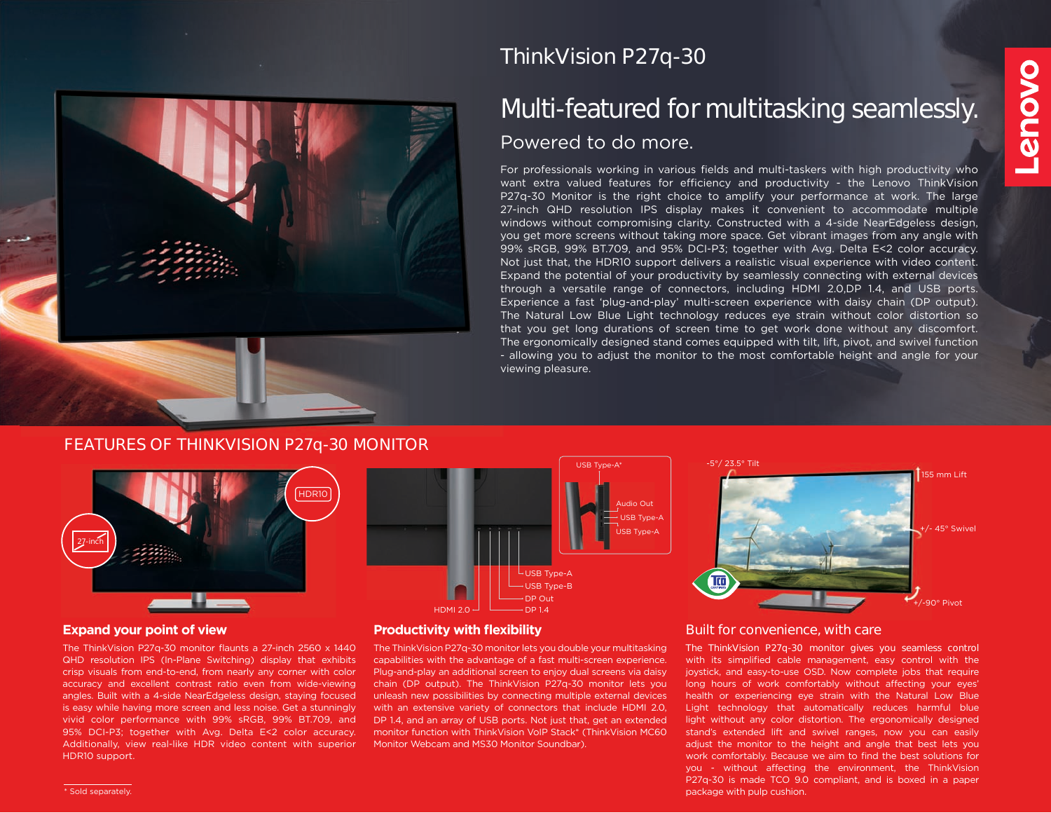# ThinkVision P27q-30

## Multi-featured for multitasking seamlessly.

### Powered to do more.

For professionals working in various fields and multi-taskers with high productivity who want extra valued features for efficiency and productivity - the Lenovo ThinkVision P27q-30 Monitor is the right choice to amplify your performance at work. The large 27-inch QHD resolution IPS display makes it convenient to accommodate multiple windows without compromising clarity. Constructed with a 4-side NearEdgeless design, you get more screens without taking more space. Get vibrant images from any angle with 99% sRGB, 99% BT.709, and 95% DCI-P3; together with Avg. Delta E<2 color accuracy. Not just that, the HDR10 support delivers a realistic visual experience with video content. Expand the potential of your productivity by seamlessly connecting with external devices through a versatile range of connectors, including HDMI 2.0,DP 1.4, and USB ports. Experience a fast 'plug-and-play' multi-screen experience with daisy chain (DP output). The Natural Low Blue Light technology reduces eye strain without color distortion so that you get long durations of screen time to get work done without any discomfort. The ergonomically designed stand comes equipped with tilt, lift, pivot, and swivel function - allowing you to adjust the monitor to the most comfortable height and angle for your viewing pleasure.

## FEATURES OF THINKVISION P27q-30 MONITOR

27-inch

HDR10

USB Type-A*

Audio Out

USB Type-A

USB Type-A

HDMI 2.0

USB Type-A

USB Type-B

DP Out

DP 1.4

-5°/ 23.5° Tilt

155 mm Lift

+/- 45° Swivel

+/-90° Pivot

### Expand your point of view

The ThinkVision P27q-30 monitor flaunts a 27-inch 2560 x 1440 QHD resolution IPS (In-Plane Switching) display that exhibits crisp visuals from end-to-end, from nearly any corner with color accuracy and excellent contrast ratio even from wide-viewing angles. Built with a 4-side NearEdgeless design, staying focused is easy while having more screen and less noise. Get a stunningly vivid color performance with 99% sRGB, 99% BT.709, and 95% DCI-P3; together with Avg. Delta E<2 color accuracy. Additionally, view real-like HDR video content with superior HDR10 support.

### Productivity with flexibility

The ThinkVision P27q-30 monitor lets you double your multitasking capabilities with the advantage of a fast multi-screen experience. Plug-and-play an additional screen to enjoy dual screens via daisy chain (DP output). The ThinkVision P27q-30 monitor lets you unleash new possibilities by connecting multiple external devices with an extensive variety of connectors that include HDMI 2.0, DP 1.4, and an array of USB ports. Not just that, get an extended monitor function with ThinkVision VoIP Stack* (ThinkVision MC60 Monitor Webcam and MS30 Monitor Soundbar).

### Built for convenience, with care

The ThinkVision P27q-30 monitor gives you seamless control with its simplified cable management, easy control with the joystick, and easy-to-use OSD. Now complete jobs that require long hours of work comfortably without affecting your eyes' health or experiencing eye strain with the Natural Low Blue Light technology that automatically reduces harmful blue light without any color distortion. The ergonomically designed stand's extended lift and swivel ranges, now you can easily adjust the monitor to the height and angle that best lets you work comfortably. Because we aim to find the best solutions for you - without affecting the environment, the ThinkVision P27q-30 is made TCO 9.0 compliant, and is boxed in a paper package with pulp cushion.

* Sold separately.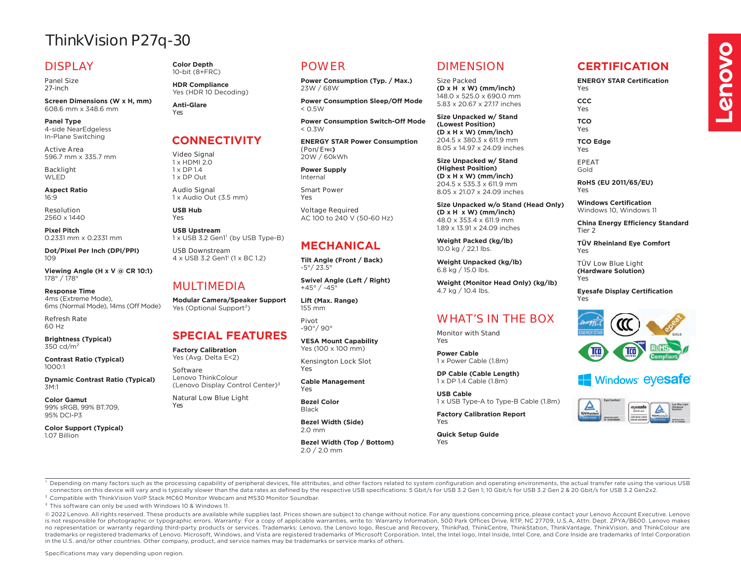# ThinkVision P27q-30

## DISPLAY

Panel Size
27-inch

**Screen Dimensions (W x H, mm)**
608.6 mm x 348.6 mm

**Panel Type**
4-side NearEdgeless
In-Plane Switching

Active Area
596.7 mm x 335.7 mm

Backlight
WLED

**Aspect Ratio**
16:9

Resolution
2560 x 1440

**Pixel Pitch**
0.2331 mm x 0.2331 mm

**Dot/Pixel Per Inch (DPI/PPI)**
109

**Viewing Angle (H x V @ CR 10:1)**
178° / 178°

**Response Time**
4ms (Extreme Mode),
6ms (Normal Mode), 14ms (Off Mode)

Refresh Rate
60 Hz

**Brightness (Typical)**
350 cd/m²

**Contrast Ratio (Typical)**
1000:1

**Dynamic Contrast Ratio (Typical)**
3M:1

**Color Gamut**
99% sRGB, 99% BT.709,
95% DCI-P3

**Color Support (Typical)**
1.07 Billion

**Color Depth**
10-bit (8+FRC)

**HDR Compliance**
Yes (HDR 10 Decoding)

**Anti-Glare**
Yes

## CONNECTIVITY

Video Signal
1 x HDMI 2.0
1 x DP 1.4
1 x DP Out

Audio Signal
1 x Audio Out (3.5 mm)

**USB Hub**
Yes

**USB Upstream**
1 x USB 3.2 Gen1[1] (by USB Type-B)

USB Downstream
4 x USB 3.2 Gen1[1] (1 x BC 1.2)

## MULTIMEDIA

**Modular Camera/Speaker Support**
Yes (Optional Support[2])

## SPECIAL FEATURES

**Factory Calibration**
Yes (Avg. Delta E<2)

Software
Lenovo ThinkColour
(Lenovo Display Control Center)[3]

Natural Low Blue Light
Yes

## POWER

**Power Consumption (Typ. / Max.)**
23W / 68W

**Power Consumption Sleep/Off Mode**
< 0.5W

**Power Consumption Switch-Off Mode**
< 0.3W

**ENERGY STAR Power Consumption**
(Pon/ETEC)
20W / 60kWh

**Power Supply**
Internal

Smart Power
Yes

Voltage Required
AC 100 to 240 V (50-60 Hz)

## MECHANICAL

**Tilt Angle (Front / Back)**
-5° / 23.5°

**Swivel Angle (Left / Right)**
+45° / -45°

**Lift (Max. Range)**
155 mm

Pivot
-90° / 90°

**VESA Mount Capability**
Yes (100 x 100 mm)

Kensington Lock Slot
Yes

**Cable Management**
Yes

**Bezel Color**
Black

**Bezel Width (Side)**
2.0 mm

**Bezel Width (Top / Bottom)**
2.0 / 2.0 mm

## DIMENSION

Size Packed
**(D x H x W) (mm/inch)**
148.0 x 525.0 x 690.0 mm
5.83 x 20.67 x 27.17 inches

**Size Unpacked w/ Stand (Lowest Position) (D x H x W) (mm/inch)**
204.5 x 380.3 x 611.9 mm
8.05 x 14.97 x 24.09 inches

**Size Unpacked w/ Stand (Highest Position) (D x H x W) (mm/inch)**
204.5 x 535.3 x 611.9 mm
8.05 x 21.07 x 24.09 inches

**Size Unpacked w/o Stand (Head Only) (D x H x W) (mm/inch)**
48.0 x 353.4 x 611.9 mm
1.89 x 13.91 x 24.09 inches

**Weight Packed (kg/lb)**
10.0 kg / 22.1 lbs.

**Weight Unpacked (kg/lb)**
6.8 kg / 15.0 lbs.

**Weight (Monitor Head Only) (kg/lb)**
4.7 kg / 10.4 lbs.

## WHAT'S IN THE BOX

Monitor with Stand
Yes

**Power Cable**
1 x Power Cable (1.8m)

**DP Cable (Cable Length)**
1 x DP 1.4 Cable (1.8m)

**USB Cable**
1 x USB Type-A to Type-B Cable (1.8m)

**Factory Calibration Report**
Yes

**Quick Setup Guide**
Yes

## CERTIFICATION

**ENERGY STAR Certification**
Yes

**CCC**
Yes

**TCO**
Yes

**TCO Edge**
Yes

EPEAT
Gold

**RoHS (EU 2011/65/EU)**
Yes

**Windows Certification**
Windows 10, Windows 11

**China Energy Efficiency Standard**
Tier 2

**TÜV Rheinland Eye Comfort**
Yes

TÜV Low Blue Light
**(Hardware Solution)**
Yes

**Eyesafe Display Certification**
Yes

---

[1] Depending on many factors such as the processing capability of peripheral devices, file attributes, and other factors related to system configuration and operating environments, the actual transfer rate using the various USB connectors on this device will vary and is typically slower than the data rates as defined by the respective USB specifications: 5 Gbit/s for USB 3.2 Gen 1; 10 Gbit/s for USB 3.2 Gen 2 & 20 Gbit/s for USB 3.2 Gen2x2.

[2] Compatible with ThinkVision VoIP Stack MC60 Monitor Webcam and MS30 Monitor Soundbar.

[3] This software can only be used with Windows 10 & Windows 11.

© 2022 Lenovo. All rights reserved. These products are available while supplies last. Prices shown are subject to change without notice. For any questions concerning price, please contact your Lenovo Account Executive. Lenovo is not responsible for photographic or typographic errors. Warranty: For a copy of applicable warranties, write to: Warranty Information, 500 Park Offices Drive, RTP, NC 27709, U.S.A, Attn: Dept. ZPYA/B600. Lenovo makes no representation or warranty regarding third-party products or services. Trademarks: Lenovo, the Lenovo logo, Rescue and Recovery, ThinkPad, ThinkCentre, ThinkStation, ThinkVantage, ThinkVision, and ThinkColour are trademarks or registered trademarks of Lenovo. Microsoft, Windows, and Vista are registered trademarks of Microsoft Corporation. Intel, the Intel logo, Intel Inside, Intel Core, and Core Inside are trademarks of Intel Corporation in the U.S. and/or other countries. Other company, product, and service names may be trademarks or service marks of others.

Specifications may vary depending upon region.